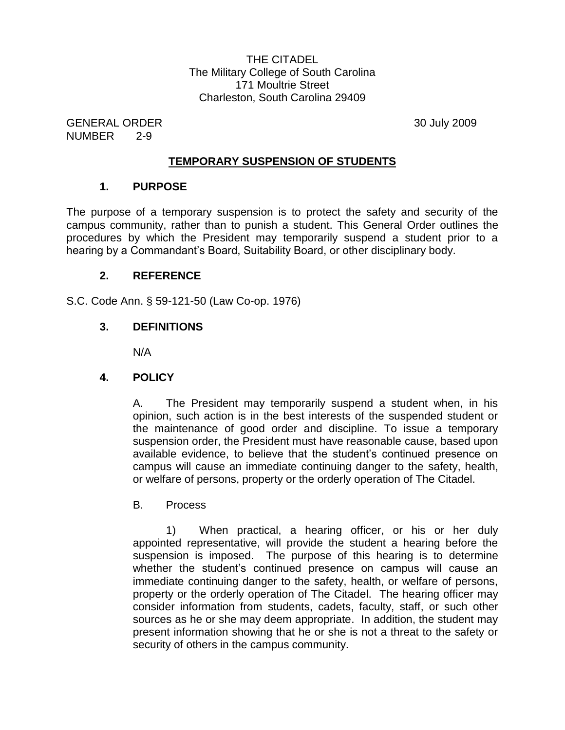THE CITADEL
The Military College of South Carolina
171 Moultrie Street
Charleston, South Carolina 29409

GENERAL ORDER
NUMBER 2-9

30 July 2009

# TEMPORARY SUSPENSION OF STUDENTS

## 1. PURPOSE

The purpose of a temporary suspension is to protect the safety and security of the campus community, rather than to punish a student. This General Order outlines the procedures by which the President may temporarily suspend a student prior to a hearing by a Commandant's Board, Suitability Board, or other disciplinary body.

## 2. REFERENCE

S.C. Code Ann. § 59-121-50 (Law Co-op. 1976)

## 3. DEFINITIONS

N/A

## 4. POLICY

A. The President may temporarily suspend a student when, in his opinion, such action is in the best interests of the suspended student or the maintenance of good order and discipline. To issue a temporary suspension order, the President must have reasonable cause, based upon available evidence, to believe that the student's continued presence on campus will cause an immediate continuing danger to the safety, health, or welfare of persons, property or the orderly operation of The Citadel.

B. Process

1) When practical, a hearing officer, or his or her duly appointed representative, will provide the student a hearing before the suspension is imposed. The purpose of this hearing is to determine whether the student's continued presence on campus will cause an immediate continuing danger to the safety, health, or welfare of persons, property or the orderly operation of The Citadel. The hearing officer may consider information from students, cadets, faculty, staff, or such other sources as he or she may deem appropriate. In addition, the student may present information showing that he or she is not a threat to the safety or security of others in the campus community.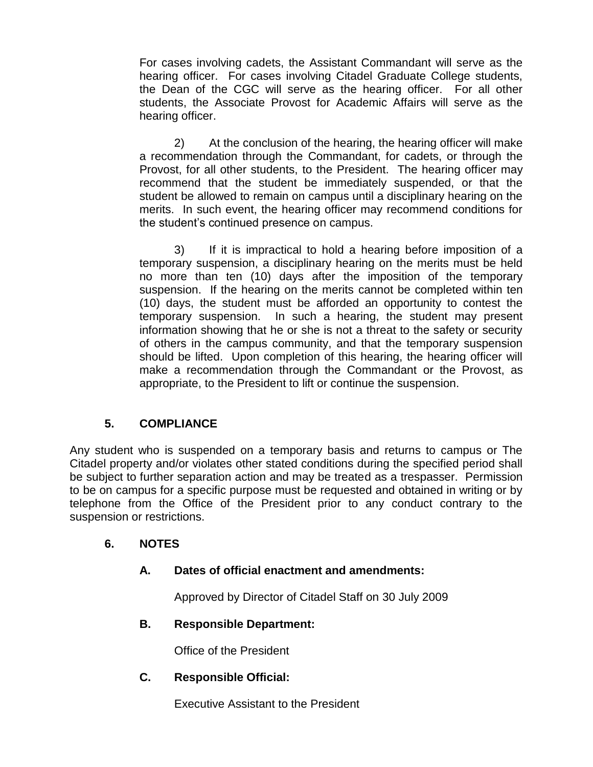For cases involving cadets, the Assistant Commandant will serve as the hearing officer. For cases involving Citadel Graduate College students, the Dean of the CGC will serve as the hearing officer. For all other students, the Associate Provost for Academic Affairs will serve as the hearing officer.

2) At the conclusion of the hearing, the hearing officer will make a recommendation through the Commandant, for cadets, or through the Provost, for all other students, to the President. The hearing officer may recommend that the student be immediately suspended, or that the student be allowed to remain on campus until a disciplinary hearing on the merits. In such event, the hearing officer may recommend conditions for the student's continued presence on campus.

3) If it is impractical to hold a hearing before imposition of a temporary suspension, a disciplinary hearing on the merits must be held no more than ten (10) days after the imposition of the temporary suspension. If the hearing on the merits cannot be completed within ten (10) days, the student must be afforded an opportunity to contest the temporary suspension. In such a hearing, the student may present information showing that he or she is not a threat to the safety or security of others in the campus community, and that the temporary suspension should be lifted. Upon completion of this hearing, the hearing officer will make a recommendation through the Commandant or the Provost, as appropriate, to the President to lift or continue the suspension.

## 5. COMPLIANCE

Any student who is suspended on a temporary basis and returns to campus or The Citadel property and/or violates other stated conditions during the specified period shall be subject to further separation action and may be treated as a trespasser. Permission to be on campus for a specific purpose must be requested and obtained in writing or by telephone from the Office of the President prior to any conduct contrary to the suspension or restrictions.

## 6. NOTES

### A. Dates of official enactment and amendments:

Approved by Director of Citadel Staff on 30 July 2009

### B. Responsible Department:

Office of the President

### C. Responsible Official:

Executive Assistant to the President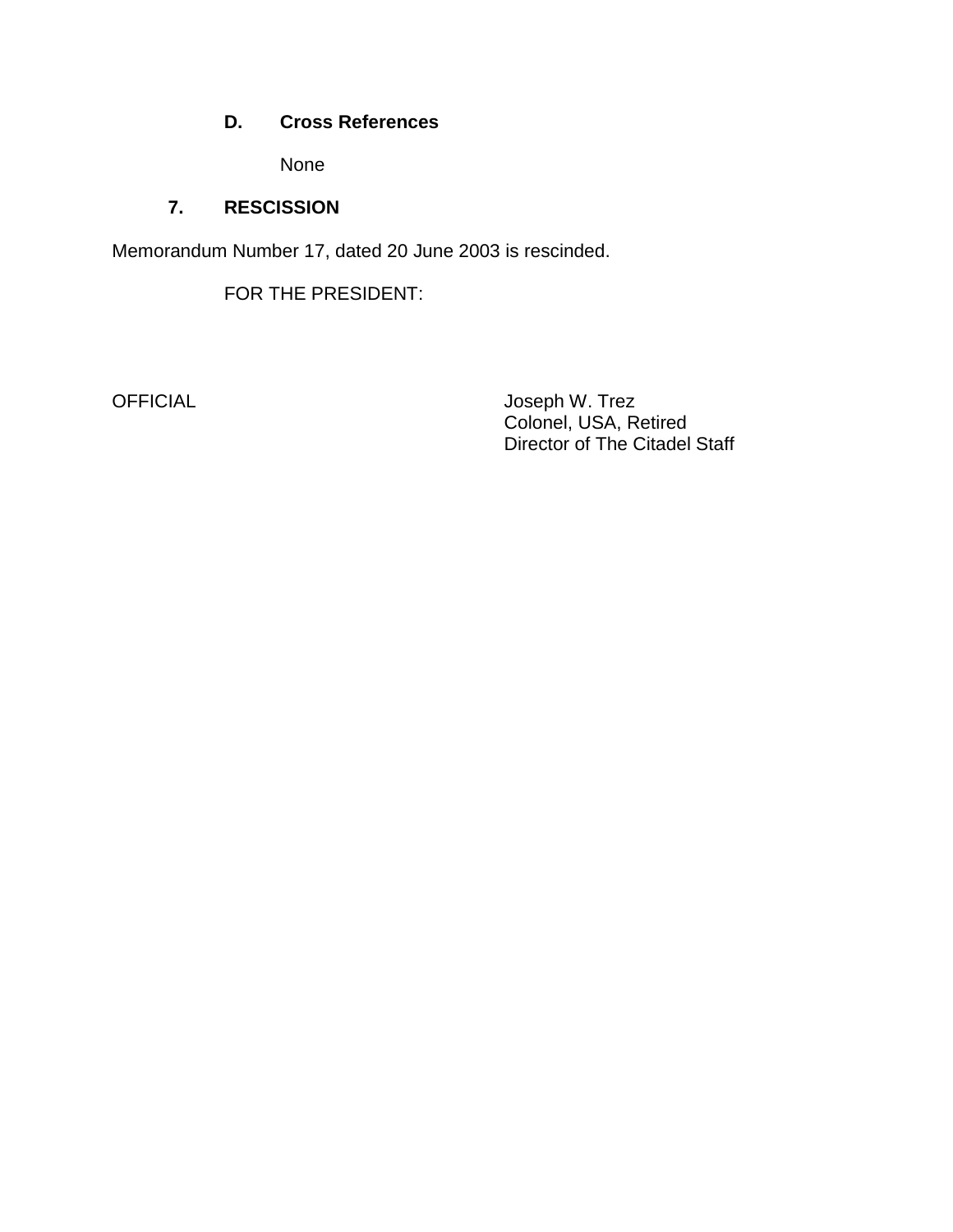**D. Cross References**

None

**7. RESCISSION**

Memorandum Number 17, dated 20 June 2003 is rescinded.

FOR THE PRESIDENT:

OFFICIAL

Joseph W. Trez
Colonel, USA, Retired
Director of The Citadel Staff